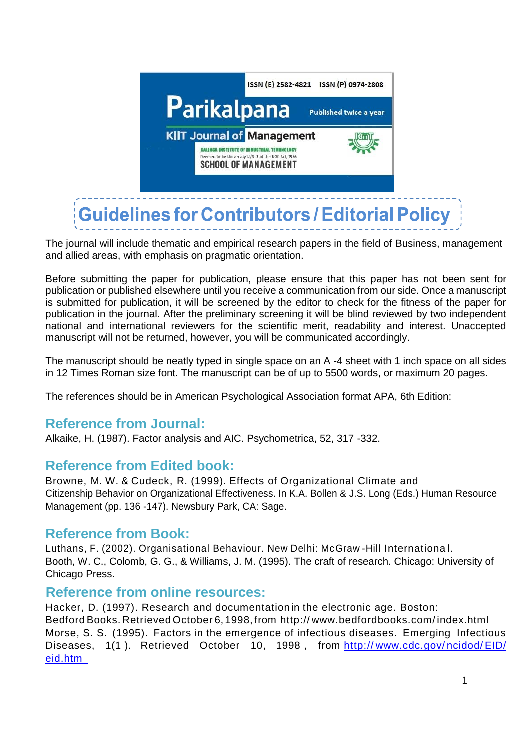ISSN (E) 2582-4821 ISSN (P) 0974-2808

# Parikalpana

Published twice a year

KIIT Journal of Management

KALINGA INSTITUTE OF INDUSTRIAL TECHNOLOGY
Deemed to be University U/S 3 of the UGC Act, 1956
SCHOOL OF MANAGEMENT

# Guidelines for Contributors / Editorial Policy

The journal will include thematic and empirical research papers in the field of Business, management and allied areas, with emphasis on pragmatic orientation.

Before submitting the paper for publication, please ensure that this paper has not been sent for publication or published elsewhere until you receive a communication from our side. Once a manuscript is submitted for publication, it will be screened by the editor to check for the fitness of the paper for publication in the journal. After the preliminary screening it will be blind reviewed by two independent national and international reviewers for the scientific merit, readability and interest. Unaccepted manuscript will not be returned, however, you will be communicated accordingly.

The manuscript should be neatly typed in single space on an A -4 sheet with 1 inch space on all sides in 12 Times Roman size font. The manuscript can be of up to 5500 words, or maximum 20 pages.

The references should be in American Psychological Association format APA, 6th Edition:

## Reference from Journal:

Alkaike, H. (1987). Factor analysis and AIC. Psychometrica, 52, 317 -332.

## Reference from Edited book:

Browne, M. W. & Cudeck, R. (1999). Effects of Organizational Climate and Citizenship Behavior on Organizational Effectiveness. In K.A. Bollen & J.S. Long (Eds.) Human Resource Management (pp. 136 -147). Newsbury Park, CA: Sage.

## Reference from Book:

Luthans, F. (2002). Organisational Behaviour. New Delhi: McGraw -Hill International.
Booth, W. C., Colomb, G. G., & Williams, J. M. (1995). The craft of research. Chicago: University of Chicago Press.

## Reference from online resources:

Hacker, D. (1997). Research and documentation in the electronic age. Boston: Bedford Books. Retrieved October 6, 1998, from http://www.bedfordbooks.com/index.html
Morse, S. S. (1995). Factors in the emergence of infectious diseases. Emerging Infectious Diseases, 1(1). Retrieved October 10, 1998, from http://www.cdc.gov/ncidod/EID/eid.htm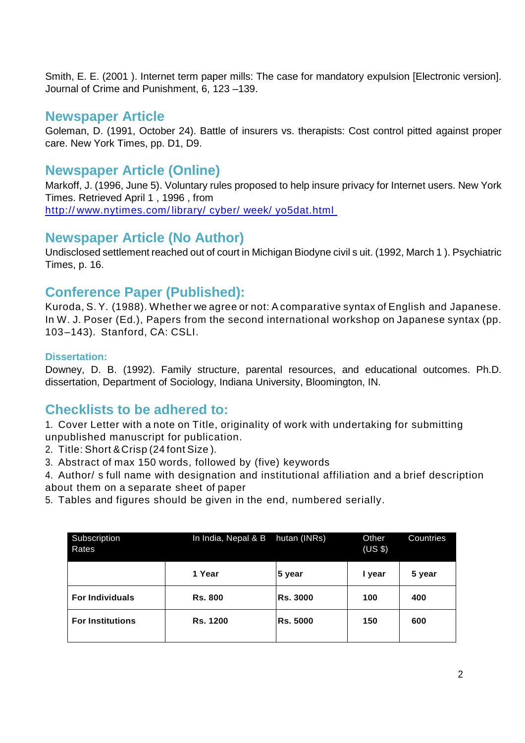Smith, E. E. (2001 ). Internet term paper mills: The case for mandatory expulsion [Electronic version]. Journal of Crime and Punishment, 6, 123 –139.

## Newspaper Article

Goleman, D. (1991, October 24). Battle of insurers vs. therapists: Cost control pitted against proper care. New York Times, pp. D1, D9.

## Newspaper Article (Online)

Markoff, J. (1996, June 5). Voluntary rules proposed to help insure privacy for Internet users. New York Times. Retrieved April 1 , 1996 , from
http:// www.nytimes.com/ library/ cyber/ week/ yo5dat.html

## Newspaper Article (No Author)

Undisclosed settlement reached out of court in Michigan Biodyne civil s uit. (1992, March 1 ). Psychiatric Times, p. 16.

## Conference Paper (Published):

Kuroda, S. Y. (1988). Whether we agree or not: A comparative syntax of English and Japanese. In W. J. Poser (Ed.), Papers from the second international workshop on Japanese syntax (pp. 103–143). Stanford, CA: CSLI.

### Dissertation:

Downey, D. B. (1992). Family structure, parental resources, and educational outcomes. Ph.D. dissertation, Department of Sociology, Indiana University, Bloomington, IN.

## Checklists to be adhered to:

1. Cover Letter with a note on Title, originality of work with undertaking for submitting unpublished manuscript for publication.
2. Title: Short & Crisp (24 font Size ).
3. Abstract of max 150 words, followed by (five) keywords
4. Author/ s full name with designation and institutional affiliation and a brief description about them on a separate sheet of paper
5. Tables and figures should be given in the end, numbered serially.

| Subscription Rates | In India, Nepal & Bhutan (INRs) | | Other Countries (US $) | |
|---|---|---|---|---|
| | **1 Year** | **5 year** | **I year** | **5 year** |
| **For Individuals** | **Rs. 800** | **Rs. 3000** | **100** | **400** |
| **For Institutions** | **Rs. 1200** | **Rs. 5000** | **150** | **600** |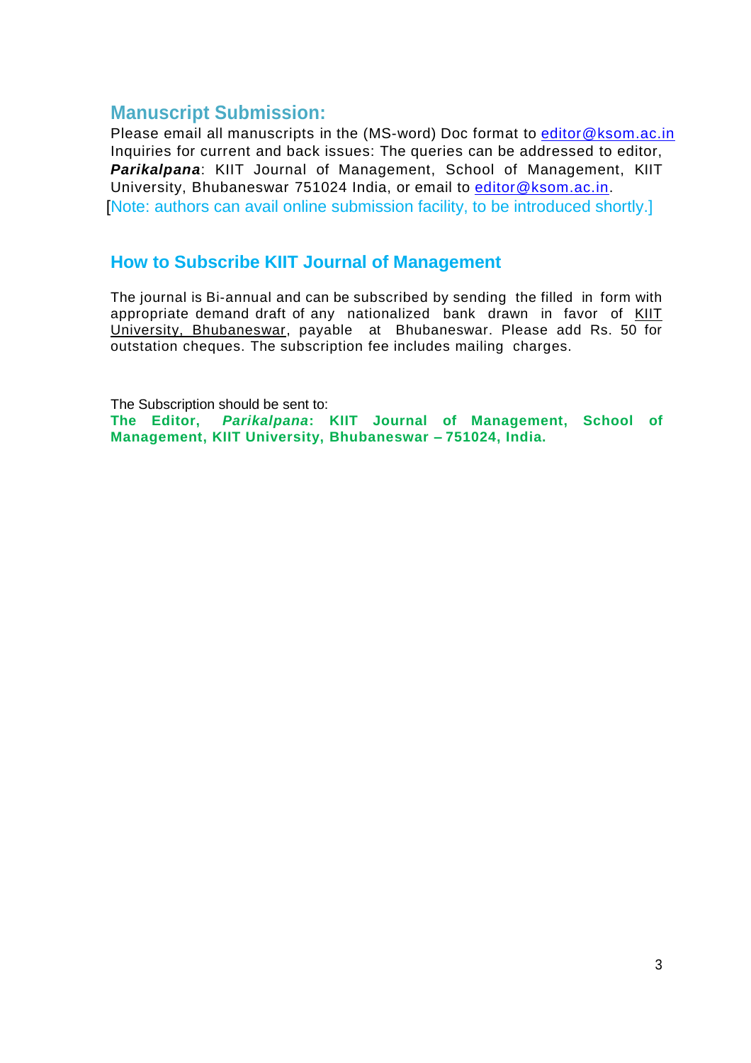## Manuscript Submission:

Please email all manuscripts in the (MS-word) Doc format to editor@ksom.ac.in
Inquiries for current and back issues: The queries can be addressed to editor, ***Parikalpana***: KIIT Journal of Management, School of Management, KIIT University, Bhubaneswar 751024 India, or email to editor@ksom.ac.in.

[Note: authors can avail online submission facility, to be introduced shortly.]

## How to Subscribe KIIT Journal of Management

The journal is Bi-annual and can be subscribed by sending the filled in form with appropriate demand draft of any nationalized bank drawn in favor of KIIT University, Bhubaneswar, payable at Bhubaneswar. Please add Rs. 50 for outstation cheques. The subscription fee includes mailing charges.

The Subscription should be sent to:
**The Editor, *Parikalpana*: KIIT Journal of Management, School of Management, KIIT University, Bhubaneswar – 751024, India.**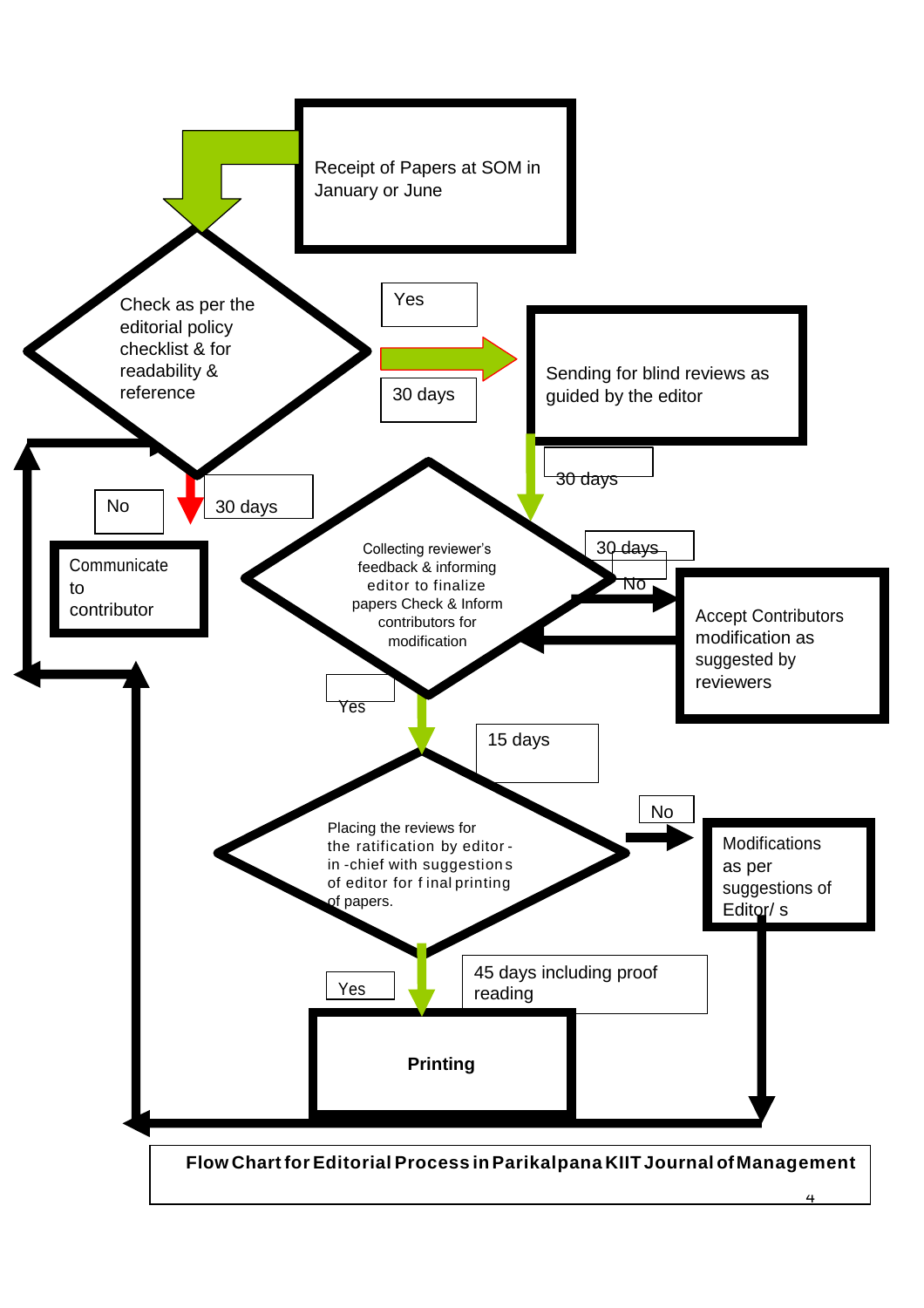Receipt of Papers at SOM in January or June

Check as per the editorial policy checklist & for readability & reference

Yes

30 days

Sending for blind reviews as guided by the editor

30 days

No

30 days

Communicate to contributor

Collecting reviewer's feedback & informing editor to finalize papers Check & Inform contributors for modification

30 days

No

Accept Contributors modification as suggested by reviewers

Yes

15 days

Placing the reviews for the ratification by editor-in-chief with suggestions of editor for final printing of papers.

No

Modifications as per suggestions of Editor/ s

Yes

45 days including proof reading

**Printing**

**Flow Chart for Editorial Process in Parikalpana KIIT Journal of Management**